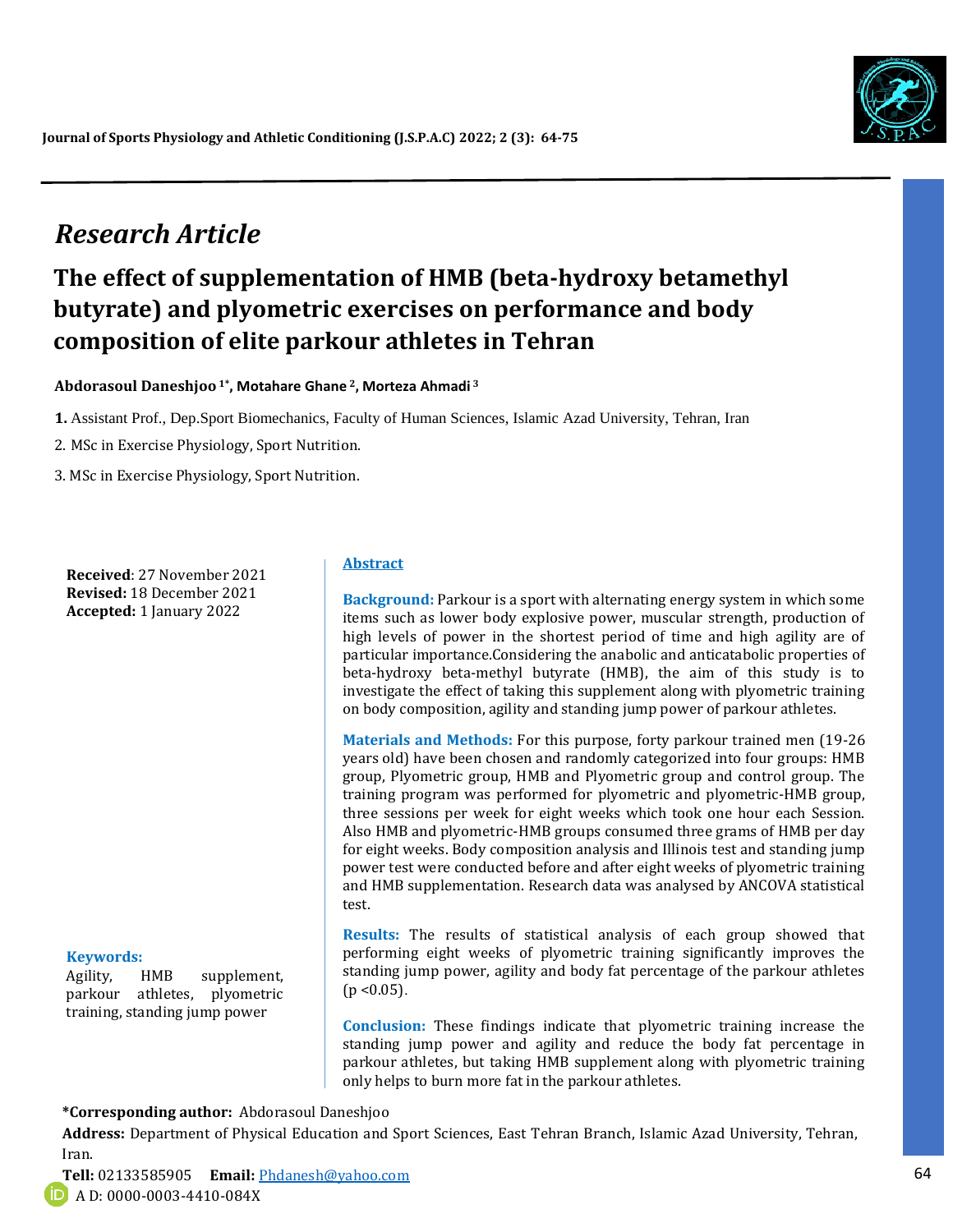## Research Article

# The effect of supplementation of HMB (beta-hydroxy betamethyl butyrate) and plyometric exercises on performance and body composition of elite parkour athletes in Tehran

**Abdorasoul Daneshjoo [1*], Motahare Ghane [2], Morteza Ahmadi [3]**

1. Assistant Prof., Dep.Sport Biomechanics, Faculty of Human Sciences, Islamic Azad University, Tehran, Iran
2. MSc in Exercise Physiology, Sport Nutrition.
3. MSc in Exercise Physiology, Sport Nutrition.

**Received**: 27 November 2021
**Revised:** 18 December 2021
**Accepted:** 1 January 2022

**Keywords:**
Agility, HMB supplement, parkour athletes, plyometric training, standing jump power

## Abstract

**Background:** Parkour is a sport with alternating energy system in which some items such as lower body explosive power, muscular strength, production of high levels of power in the shortest period of time and high agility are of particular importance.Considering the anabolic and anticatabolic properties of beta-hydroxy beta-methyl butyrate (HMB), the aim of this study is to investigate the effect of taking this supplement along with plyometric training on body composition, agility and standing jump power of parkour athletes.

**Materials and Methods:** For this purpose, forty parkour trained men (19-26 years old) have been chosen and randomly categorized into four groups: HMB group, Plyometric group, HMB and Plyometric group and control group. The training program was performed for plyometric and plyometric-HMB group, three sessions per week for eight weeks which took one hour each Session. Also HMB and plyometric-HMB groups consumed three grams of HMB per day for eight weeks. Body composition analysis and Illinois test and standing jump power test were conducted before and after eight weeks of plyometric training and HMB supplementation. Research data was analysed by ANCOVA statistical test.

**Results:** The results of statistical analysis of each group showed that performing eight weeks of plyometric training significantly improves the standing jump power, agility and body fat percentage of the parkour athletes ($p < 0.05$).

**Conclusion:** These findings indicate that plyometric training increase the standing jump power and agility and reduce the body fat percentage in parkour athletes, but taking HMB supplement along with plyometric training only helps to burn more fat in the parkour athletes.

**\*Corresponding author:** Abdorasoul Daneshjoo

**Address:** Department of Physical Education and Sport Sciences, East Tehran Branch, Islamic Azad University, Tehran, Iran.

**Tell:** 02133585905 **Email:** Phdanesh@yahoo.com

A D: 0000-0003-4410-084X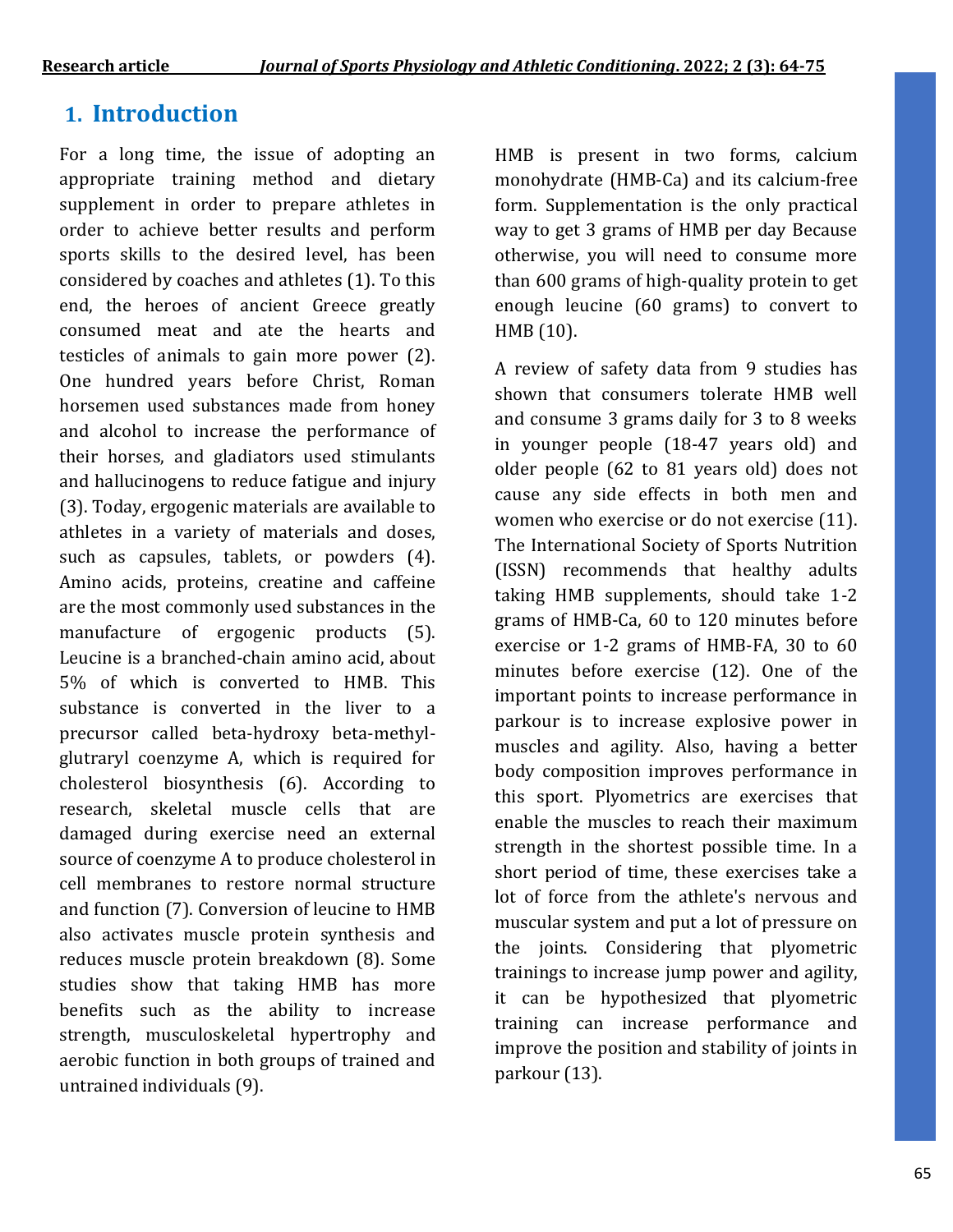## 1. Introduction

For a long time, the issue of adopting an appropriate training method and dietary supplement in order to prepare athletes in order to achieve better results and perform sports skills to the desired level, has been considered by coaches and athletes (1). To this end, the heroes of ancient Greece greatly consumed meat and ate the hearts and testicles of animals to gain more power (2). One hundred years before Christ, Roman horsemen used substances made from honey and alcohol to increase the performance of their horses, and gladiators used stimulants and hallucinogens to reduce fatigue and injury (3). Today, ergogenic materials are available to athletes in a variety of materials and doses, such as capsules, tablets, or powders (4). Amino acids, proteins, creatine and caffeine are the most commonly used substances in the manufacture of ergogenic products (5). Leucine is a branched-chain amino acid, about 5% of which is converted to HMB. This substance is converted in the liver to a precursor called beta-hydroxy beta-methyl-glutraryl coenzyme A, which is required for cholesterol biosynthesis (6). According to research, skeletal muscle cells that are damaged during exercise need an external source of coenzyme A to produce cholesterol in cell membranes to restore normal structure and function (7). Conversion of leucine to HMB also activates muscle protein synthesis and reduces muscle protein breakdown (8). Some studies show that taking HMB has more benefits such as the ability to increase strength, musculoskeletal hypertrophy and aerobic function in both groups of trained and untrained individuals (9).

HMB is present in two forms, calcium monohydrate (HMB-Ca) and its calcium-free form. Supplementation is the only practical way to get 3 grams of HMB per day Because otherwise, you will need to consume more than 600 grams of high-quality protein to get enough leucine (60 grams) to convert to HMB (10).

A review of safety data from 9 studies has shown that consumers tolerate HMB well and consume 3 grams daily for 3 to 8 weeks in younger people (18-47 years old) and older people (62 to 81 years old) does not cause any side effects in both men and women who exercise or do not exercise (11). The International Society of Sports Nutrition (ISSN) recommends that healthy adults taking HMB supplements, should take 1-2 grams of HMB-Ca, 60 to 120 minutes before exercise or 1-2 grams of HMB-FA, 30 to 60 minutes before exercise (12). One of the important points to increase performance in parkour is to increase explosive power in muscles and agility. Also, having a better body composition improves performance in this sport. Plyometrics are exercises that enable the muscles to reach their maximum strength in the shortest possible time. In a short period of time, these exercises take a lot of force from the athlete's nervous and muscular system and put a lot of pressure on the joints. Considering that plyometric trainings to increase jump power and agility, it can be hypothesized that plyometric training can increase performance and improve the position and stability of joints in parkour (13).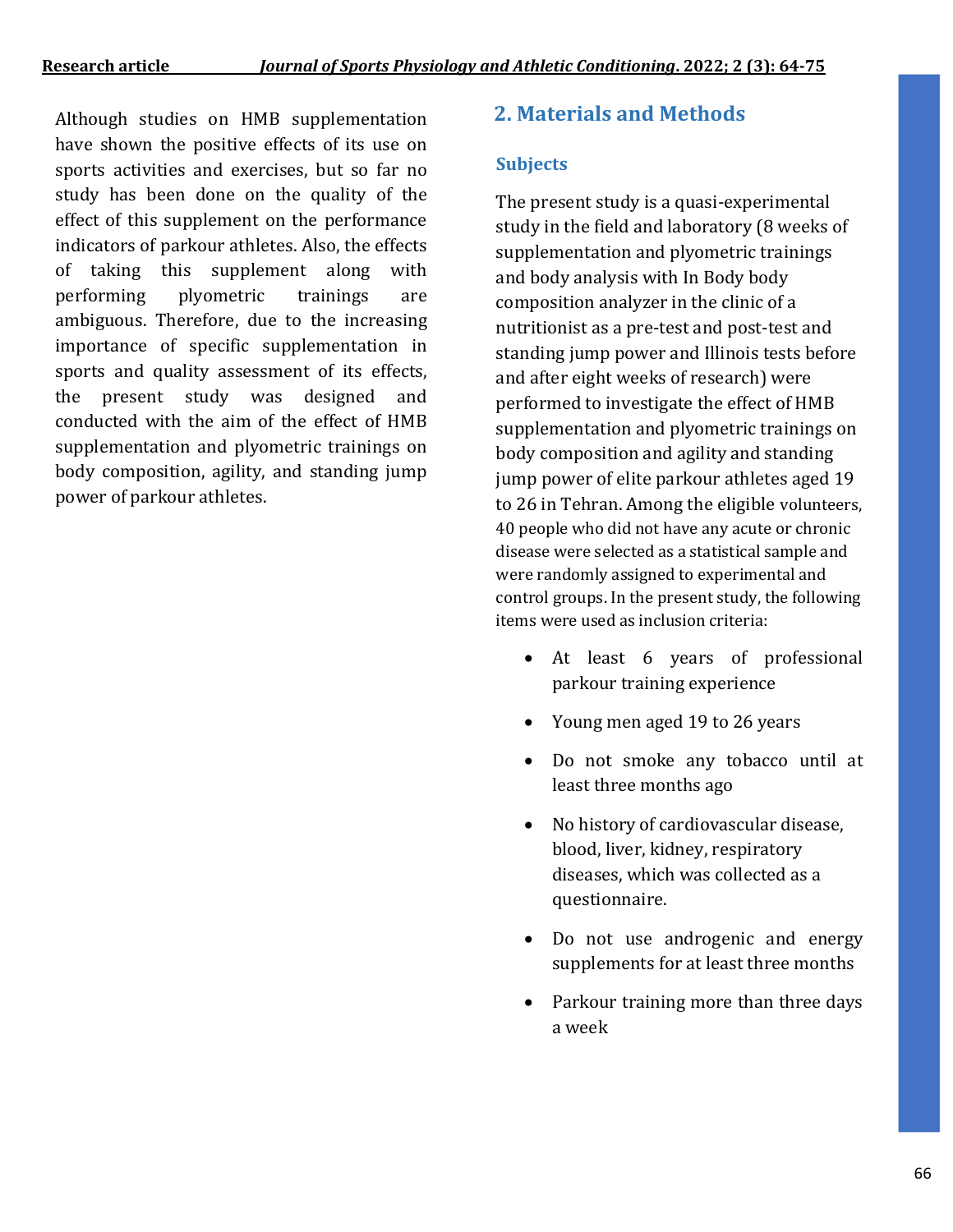Although studies on HMB supplementation have shown the positive effects of its use on sports activities and exercises, but so far no study has been done on the quality of the effect of this supplement on the performance indicators of parkour athletes. Also, the effects of taking this supplement along with performing plyometric trainings are ambiguous. Therefore, due to the increasing importance of specific supplementation in sports and quality assessment of its effects, the present study was designed and conducted with the aim of the effect of HMB supplementation and plyometric trainings on body composition, agility, and standing jump power of parkour athletes.

## 2. Materials and Methods

### Subjects

The present study is a quasi-experimental study in the field and laboratory (8 weeks of supplementation and plyometric trainings and body analysis with In Body body composition analyzer in the clinic of a nutritionist as a pre-test and post-test and standing jump power and Illinois tests before and after eight weeks of research) were performed to investigate the effect of HMB supplementation and plyometric trainings on body composition and agility and standing jump power of elite parkour athletes aged 19 to 26 in Tehran. Among the eligible volunteers, 40 people who did not have any acute or chronic disease were selected as a statistical sample and were randomly assigned to experimental and control groups. In the present study, the following items were used as inclusion criteria:

- At least 6 years of professional parkour training experience
- Young men aged 19 to 26 years
- Do not smoke any tobacco until at least three months ago
- No history of cardiovascular disease, blood, liver, kidney, respiratory diseases, which was collected as a questionnaire.
- Do not use androgenic and energy supplements for at least three months
- Parkour training more than three days a week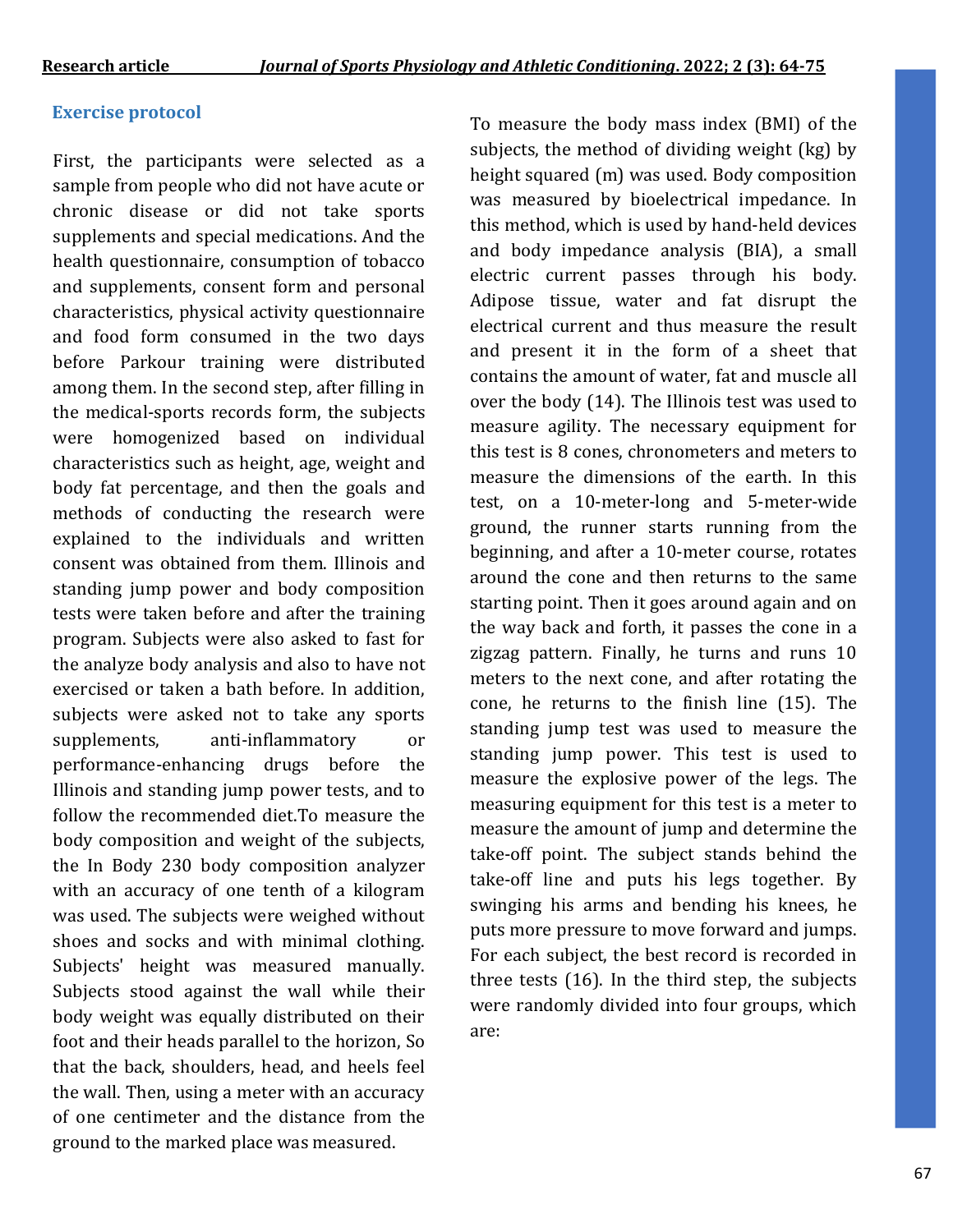## Exercise protocol

First, the participants were selected as a sample from people who did not have acute or chronic disease or did not take sports supplements and special medications. And the health questionnaire, consumption of tobacco and supplements, consent form and personal characteristics, physical activity questionnaire and food form consumed in the two days before Parkour training were distributed among them. In the second step, after filling in the medical-sports records form, the subjects were homogenized based on individual characteristics such as height, age, weight and body fat percentage, and then the goals and methods of conducting the research were explained to the individuals and written consent was obtained from them. Illinois and standing jump power and body composition tests were taken before and after the training program. Subjects were also asked to fast for the analyze body analysis and also to have not exercised or taken a bath before. In addition, subjects were asked not to take any sports supplements, anti-inflammatory or performance-enhancing drugs before the Illinois and standing jump power tests, and to follow the recommended diet.To measure the body composition and weight of the subjects, the In Body 230 body composition analyzer with an accuracy of one tenth of a kilogram was used. The subjects were weighed without shoes and socks and with minimal clothing. Subjects' height was measured manually. Subjects stood against the wall while their body weight was equally distributed on their foot and their heads parallel to the horizon, So that the back, shoulders, head, and heels feel the wall. Then, using a meter with an accuracy of one centimeter and the distance from the ground to the marked place was measured.

To measure the body mass index (BMI) of the subjects, the method of dividing weight (kg) by height squared (m) was used. Body composition was measured by bioelectrical impedance. In this method, which is used by hand-held devices and body impedance analysis (BIA), a small electric current passes through his body. Adipose tissue, water and fat disrupt the electrical current and thus measure the result and present it in the form of a sheet that contains the amount of water, fat and muscle all over the body (14). The Illinois test was used to measure agility. The necessary equipment for this test is 8 cones, chronometers and meters to measure the dimensions of the earth. In this test, on a 10-meter-long and 5-meter-wide ground, the runner starts running from the beginning, and after a 10-meter course, rotates around the cone and then returns to the same starting point. Then it goes around again and on the way back and forth, it passes the cone in a zigzag pattern. Finally, he turns and runs 10 meters to the next cone, and after rotating the cone, he returns to the finish line (15). The standing jump test was used to measure the standing jump power. This test is used to measure the explosive power of the legs. The measuring equipment for this test is a meter to measure the amount of jump and determine the take-off point. The subject stands behind the take-off line and puts his legs together. By swinging his arms and bending his knees, he puts more pressure to move forward and jumps. For each subject, the best record is recorded in three tests (16). In the third step, the subjects were randomly divided into four groups, which are: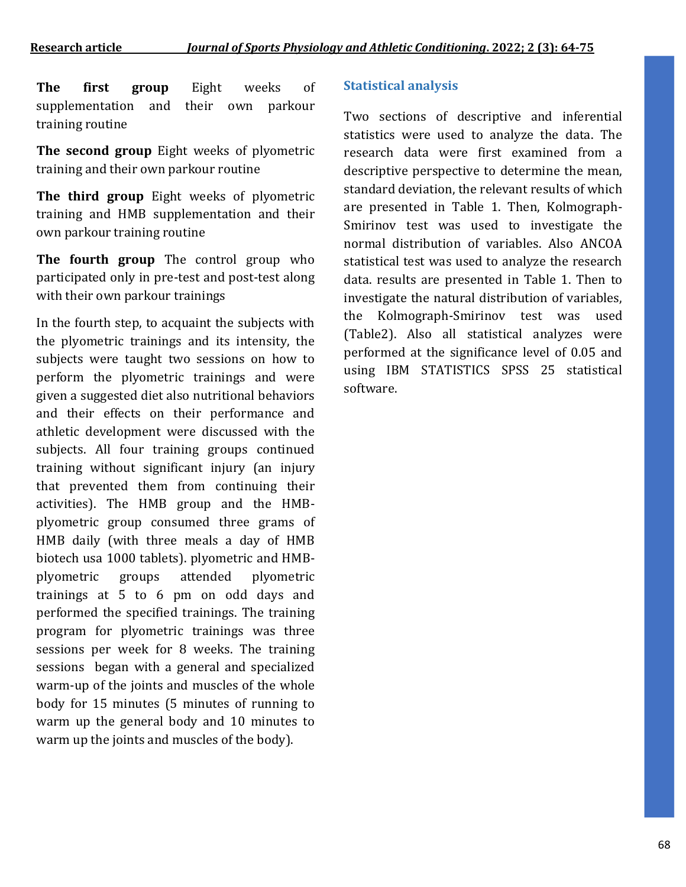**The first group** Eight weeks of supplementation and their own parkour training routine

**The second group** Eight weeks of plyometric training and their own parkour routine

**The third group** Eight weeks of plyometric training and HMB supplementation and their own parkour training routine

**The fourth group** The control group who participated only in pre-test and post-test along with their own parkour trainings

In the fourth step, to acquaint the subjects with the plyometric trainings and its intensity, the subjects were taught two sessions on how to perform the plyometric trainings and were given a suggested diet also nutritional behaviors and their effects on their performance and athletic development were discussed with the subjects. All four training groups continued training without significant injury (an injury that prevented them from continuing their activities). The HMB group and the HMB-plyometric group consumed three grams of HMB daily (with three meals a day of HMB biotech usa 1000 tablets). plyometric and HMB-plyometric groups attended plyometric trainings at 5 to 6 pm on odd days and performed the specified trainings. The training program for plyometric trainings was three sessions per week for 8 weeks. The training sessions began with a general and specialized warm-up of the joints and muscles of the whole body for 15 minutes (5 minutes of running to warm up the general body and 10 minutes to warm up the joints and muscles of the body).

## Statistical analysis

Two sections of descriptive and inferential statistics were used to analyze the data. The research data were first examined from a descriptive perspective to determine the mean, standard deviation, the relevant results of which are presented in Table 1. Then, Kolmograph-Smirinov test was used to investigate the normal distribution of variables. Also ANCOA statistical test was used to analyze the research data. results are presented in Table 1. Then to investigate the natural distribution of variables, the Kolmograph-Smirinov test was used (Table2). Also all statistical analyzes were performed at the significance level of 0.05 and using IBM STATISTICS SPSS 25 statistical software.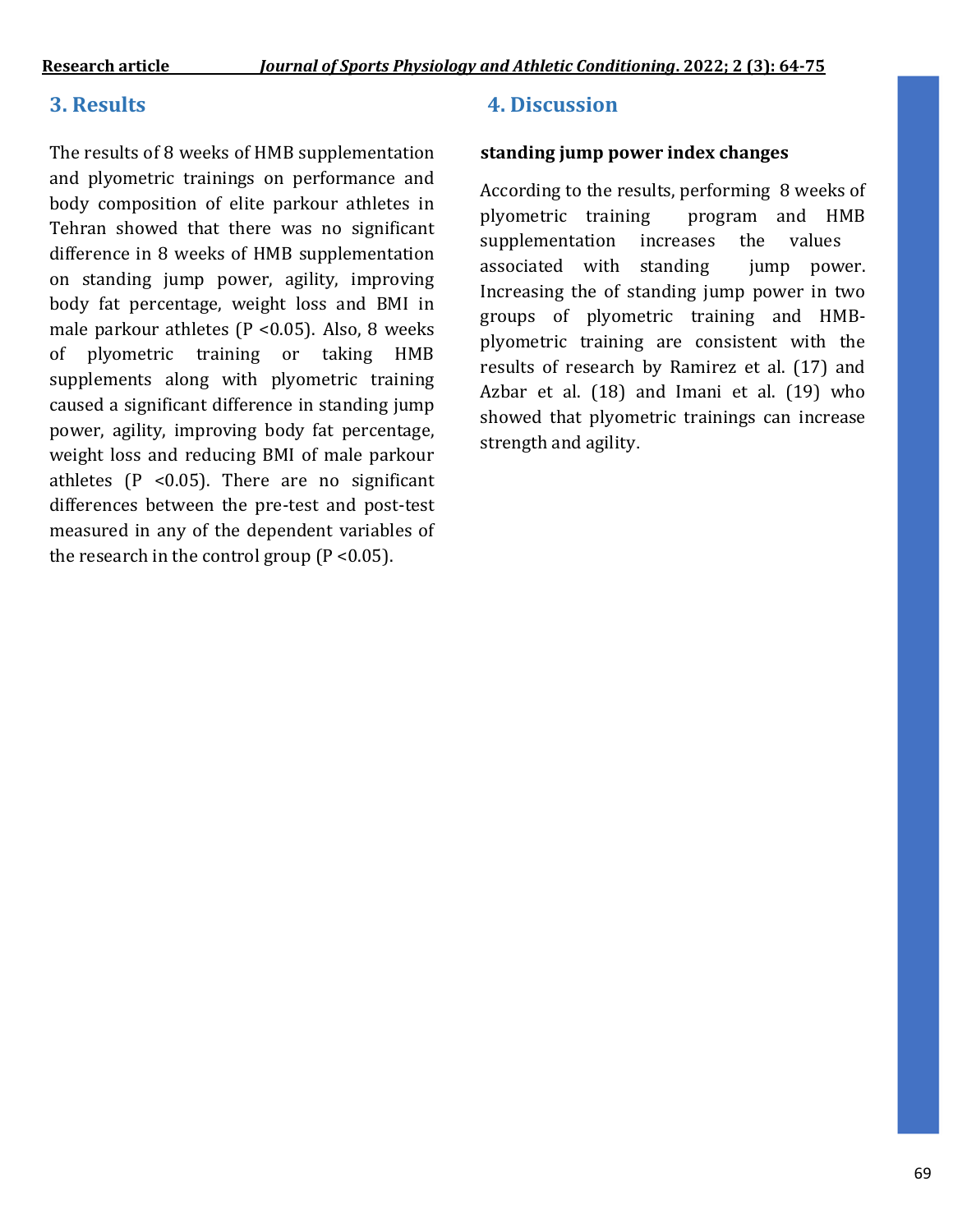## 3. Results

The results of 8 weeks of HMB supplementation and plyometric trainings on performance and body composition of elite parkour athletes in Tehran showed that there was no significant difference in 8 weeks of HMB supplementation on standing jump power, agility, improving body fat percentage, weight loss and BMI in male parkour athletes ($P < 0.05$). Also, 8 weeks of plyometric training or taking HMB supplements along with plyometric training caused a significant difference in standing jump power, agility, improving body fat percentage, weight loss and reducing BMI of male parkour athletes ($P < 0.05$). There are no significant differences between the pre-test and post-test measured in any of the dependent variables of the research in the control group ($P < 0.05$).

## 4. Discussion

**standing jump power index changes**

According to the results, performing 8 weeks of plyometric training program and HMB supplementation increases the values associated with standing jump power. Increasing the of standing jump power in two groups of plyometric training and HMB-plyometric training are consistent with the results of research by Ramirez et al. (17) and Azbar et al. (18) and Imani et al. (19) who showed that plyometric trainings can increase strength and agility.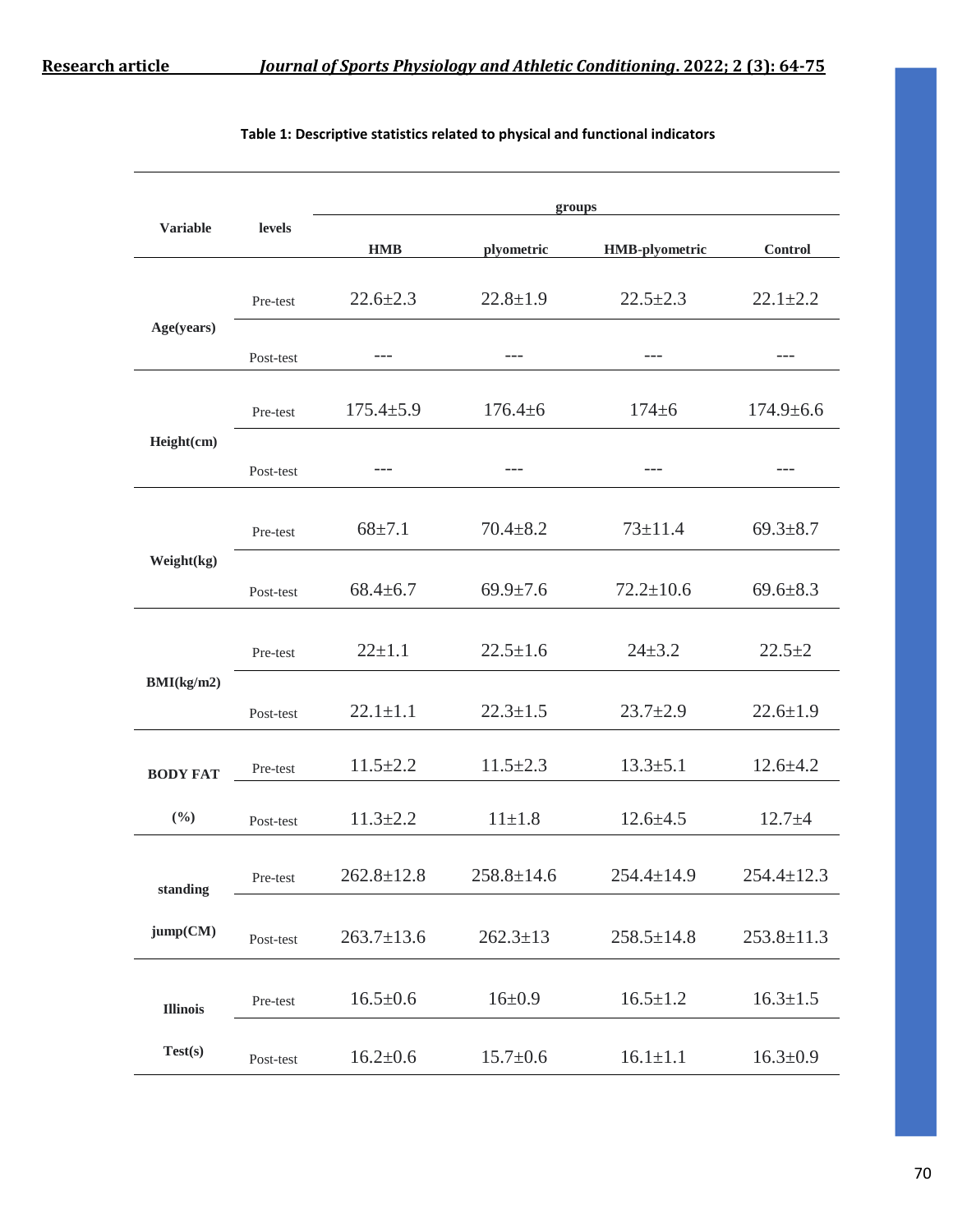**Table 1: Descriptive statistics related to physical and functional indicators**

| Variable | levels | groups | | | |
|---|---|---|---|---|---|
| | | HMB | plyometric | HMB-plyometric | Control |
| Age(years) | Pre-test | 22.6±2.3 | 22.8±1.9 | 22.5±2.3 | 22.1±2.2 |
| | Post-test | --- | --- | --- | --- |
| Height(cm) | Pre-test | 175.4±5.9 | 176.4±6 | 174±6 | 174.9±6.6 |
| | Post-test | --- | --- | --- | --- |
| Weight(kg) | Pre-test | 68±7.1 | 70.4±8.2 | 73±11.4 | 69.3±8.7 |
| | Post-test | 68.4±6.7 | 69.9±7.6 | 72.2±10.6 | 69.6±8.3 |
| BMI(kg/m2) | Pre-test | 22±1.1 | 22.5±1.6 | 24±3.2 | 22.5±2 |
| | Post-test | 22.1±1.1 | 22.3±1.5 | 23.7±2.9 | 22.6±1.9 |
| BODY FAT (%) | Pre-test | 11.5±2.2 | 11.5±2.3 | 13.3±5.1 | 12.6±4.2 |
| | Post-test | 11.3±2.2 | 11±1.8 | 12.6±4.5 | 12.7±4 |
| standing jump(CM) | Pre-test | 262.8±12.8 | 258.8±14.6 | 254.4±14.9 | 254.4±12.3 |
| | Post-test | 263.7±13.6 | 262.3±13 | 258.5±14.8 | 253.8±11.3 |
| Illinois Test(s) | Pre-test | 16.5±0.6 | 16±0.9 | 16.5±1.2 | 16.3±1.5 |
| | Post-test | 16.2±0.6 | 15.7±0.6 | 16.1±1.1 | 16.3±0.9 |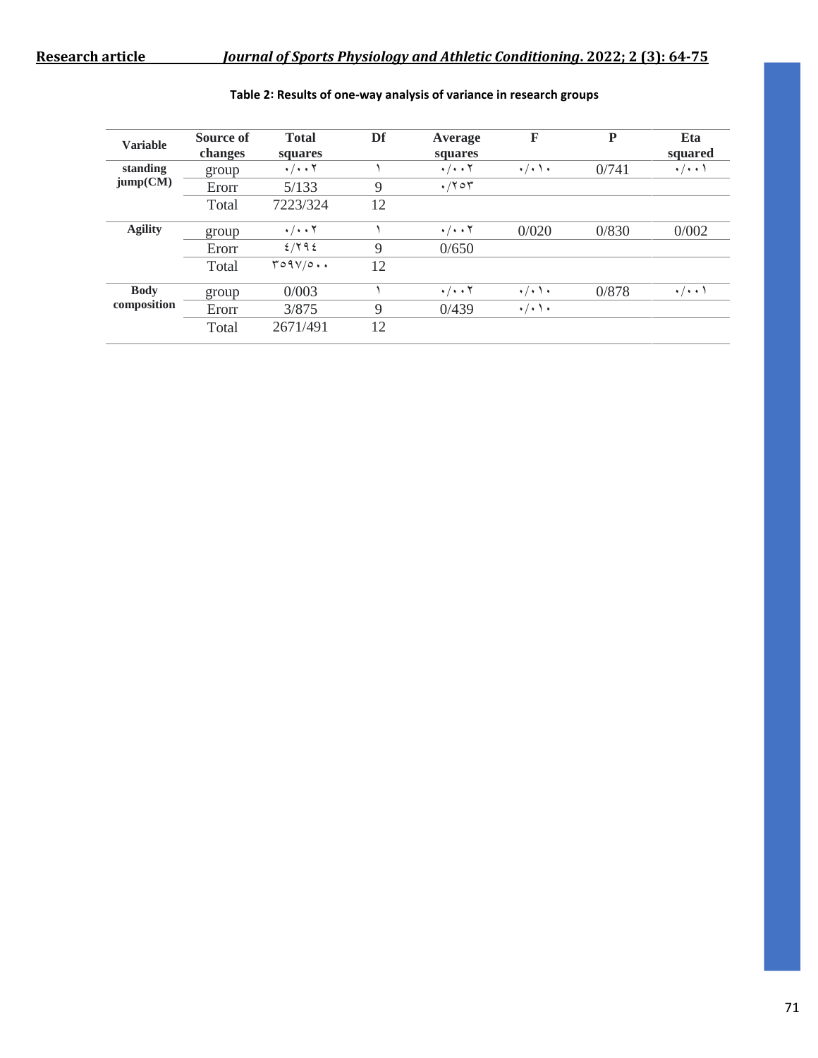**Table 2: Results of one-way analysis of variance in research groups**

| Variable | Source of changes | Total squares | Df | Average squares | F | P | Eta squared |
|---|---|---|---|---|---|---|---|
| standing jump(CM) | group | ٠/٠٠٢ | ١ | ٠/٠٠٢ | ٠/٠١٠ | 0/741 | ٠/٠٠١ |
| | Erorr | 5/133 | 9 | ٠/٢٥٣ | | | |
| | Total | 7223/324 | 12 | | | | |
| Agility | group | ٠/٠٠٢ | ١ | ٠/٠٠٢ | 0/020 | 0/830 | 0/002 |
| | Erorr | ٤/٢٩٤ | 9 | 0/650 | | | |
| | Total | ٣٥٩٧/٥٠٠ | 12 | | | | |
| Body composition | group | 0/003 | ١ | ٠/٠٠٢ | ٠/٠١٠ | 0/878 | ٠/٠٠١ |
| | Erorr | 3/875 | 9 | 0/439 | ٠/٠١٠ | | |
| | Total | 2671/491 | 12 | | | | |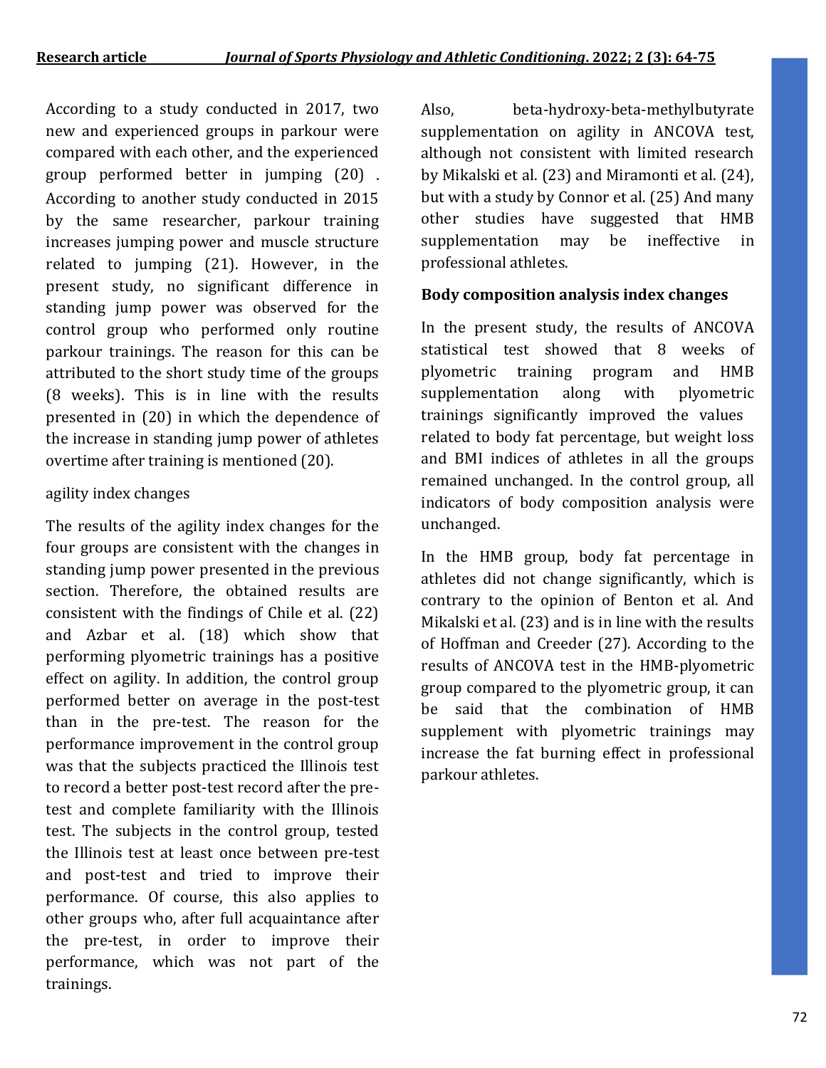According to a study conducted in 2017, two new and experienced groups in parkour were compared with each other, and the experienced group performed better in jumping (20) . According to another study conducted in 2015 by the same researcher, parkour training increases jumping power and muscle structure related to jumping (21). However, in the present study, no significant difference in standing jump power was observed for the control group who performed only routine parkour trainings. The reason for this can be attributed to the short study time of the groups (8 weeks). This is in line with the results presented in (20) in which the dependence of the increase in standing jump power of athletes overtime after training is mentioned (20).

agility index changes

The results of the agility index changes for the four groups are consistent with the changes in standing jump power presented in the previous section. Therefore, the obtained results are consistent with the findings of Chile et al. (22) and Azbar et al. (18) which show that performing plyometric trainings has a positive effect on agility. In addition, the control group performed better on average in the post-test than in the pre-test. The reason for the performance improvement in the control group was that the subjects practiced the Illinois test to record a better post-test record after the pre-test and complete familiarity with the Illinois test. The subjects in the control group, tested the Illinois test at least once between pre-test and post-test and tried to improve their performance. Of course, this also applies to other groups who, after full acquaintance after the pre-test, in order to improve their performance, which was not part of the trainings.

Also, beta-hydroxy-beta-methylbutyrate supplementation on agility in ANCOVA test, although not consistent with limited research by Mikalski et al. (23) and Miramonti et al. (24), but with a study by Connor et al. (25) And many other studies have suggested that HMB supplementation may be ineffective in professional athletes.

**Body composition analysis index changes**

In the present study, the results of ANCOVA statistical test showed that 8 weeks of plyometric training program and HMB supplementation along with plyometric trainings significantly improved the values related to body fat percentage, but weight loss and BMI indices of athletes in all the groups remained unchanged. In the control group, all indicators of body composition analysis were unchanged.

In the HMB group, body fat percentage in athletes did not change significantly, which is contrary to the opinion of Benton et al. And Mikalski et al. (23) and is in line with the results of Hoffman and Creeder (27). According to the results of ANCOVA test in the HMB-plyometric group compared to the plyometric group, it can be said that the combination of HMB supplement with plyometric trainings may increase the fat burning effect in professional parkour athletes.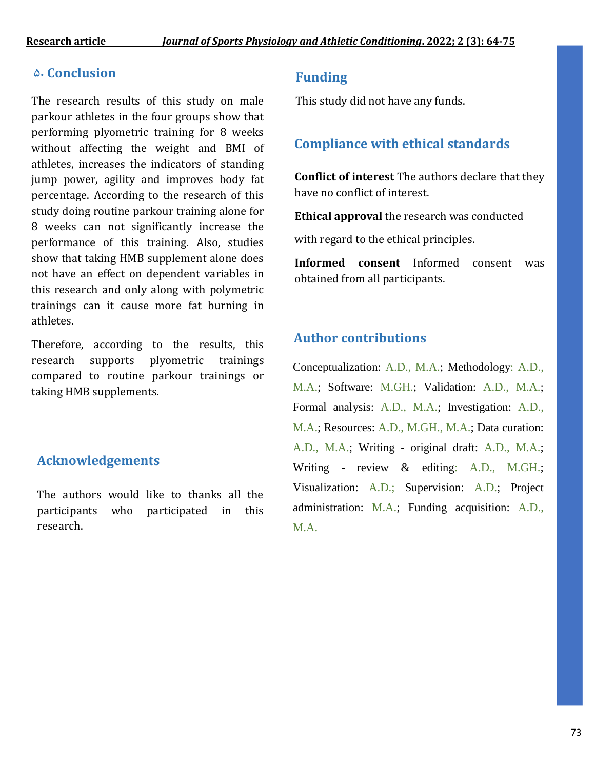## ۵. Conclusion

The research results of this study on male parkour athletes in the four groups show that performing plyometric training for 8 weeks without affecting the weight and BMI of athletes, increases the indicators of standing jump power, agility and improves body fat percentage. According to the research of this study doing routine parkour training alone for 8 weeks can not significantly increase the performance of this training. Also, studies show that taking HMB supplement alone does not have an effect on dependent variables in this research and only along with polymetric trainings can it cause more fat burning in athletes.

Therefore, according to the results, this research supports plyometric trainings compared to routine parkour trainings or taking HMB supplements.

## Acknowledgements

The authors would like to thanks all the participants who participated in this research.

## Funding

This study did not have any funds.

## Compliance with ethical standards

**Conflict of interest** The authors declare that they have no conflict of interest.

**Ethical approval** the research was conducted with regard to the ethical principles.

**Informed consent** Informed consent was obtained from all participants.

## Author contributions

Conceptualization: A.D., M.A.; Methodology: A.D., M.A.; Software: M.GH.; Validation: A.D., M.A.; Formal analysis: A.D., M.A.; Investigation: A.D., M.A.; Resources: A.D., M.GH., M.A.; Data curation: A.D., M.A.; Writing - original draft: A.D., M.A.; Writing - review & editing: A.D., M.GH.; Visualization: A.D.; Supervision: A.D.; Project administration: M.A.; Funding acquisition: A.D., M.A.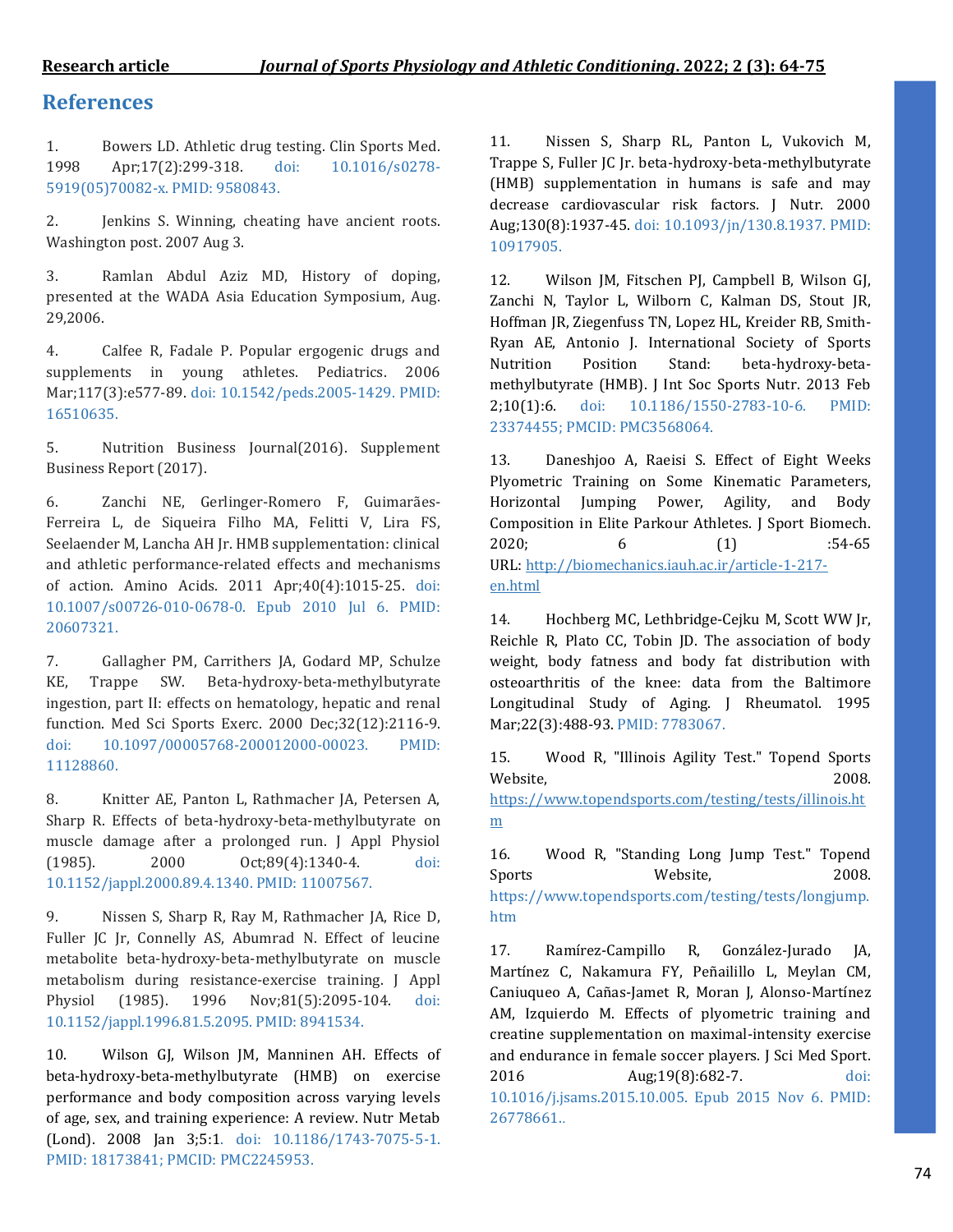## References

1. Bowers LD. Athletic drug testing. Clin Sports Med. 1998 Apr;17(2):299-318. doi: 10.1016/s0278-5919(05)70082-x. PMID: 9580843.

2. Jenkins S. Winning, cheating have ancient roots. Washington post. 2007 Aug 3.

3. Ramlan Abdul Aziz MD, History of doping, presented at the WADA Asia Education Symposium, Aug. 29,2006.

4. Calfee R, Fadale P. Popular ergogenic drugs and supplements in young athletes. Pediatrics. 2006 Mar;117(3):e577-89. doi: 10.1542/peds.2005-1429. PMID: 16510635.

5. Nutrition Business Journal(2016). Supplement Business Report (2017).

6. Zanchi NE, Gerlinger-Romero F, Guimarães-Ferreira L, de Siqueira Filho MA, Felitti V, Lira FS, Seelaender M, Lancha AH Jr. HMB supplementation: clinical and athletic performance-related effects and mechanisms of action. Amino Acids. 2011 Apr;40(4):1015-25. doi: 10.1007/s00726-010-0678-0. Epub 2010 Jul 6. PMID: 20607321.

7. Gallagher PM, Carrithers JA, Godard MP, Schulze KE, Trappe SW. Beta-hydroxy-beta-methylbutyrate ingestion, part II: effects on hematology, hepatic and renal function. Med Sci Sports Exerc. 2000 Dec;32(12):2116-9. doi: 10.1097/00005768-200012000-00023. PMID: 11128860.

8. Knitter AE, Panton L, Rathmacher JA, Petersen A, Sharp R. Effects of beta-hydroxy-beta-methylbutyrate on muscle damage after a prolonged run. J Appl Physiol (1985). 2000 Oct;89(4):1340-4. doi: 10.1152/jappl.2000.89.4.1340. PMID: 11007567.

9. Nissen S, Sharp R, Ray M, Rathmacher JA, Rice D, Fuller JC Jr, Connelly AS, Abumrad N. Effect of leucine metabolite beta-hydroxy-beta-methylbutyrate on muscle metabolism during resistance-exercise training. J Appl Physiol (1985). 1996 Nov;81(5):2095-104. doi: 10.1152/jappl.1996.81.5.2095. PMID: 8941534.

10. Wilson GJ, Wilson JM, Manninen AH. Effects of beta-hydroxy-beta-methylbutyrate (HMB) on exercise performance and body composition across varying levels of age, sex, and training experience: A review. Nutr Metab (Lond). 2008 Jan 3;5:1. doi: 10.1186/1743-7075-5-1. PMID: 18173841; PMCID: PMC2245953.

11. Nissen S, Sharp RL, Panton L, Vukovich M, Trappe S, Fuller JC Jr. beta-hydroxy-beta-methylbutyrate (HMB) supplementation in humans is safe and may decrease cardiovascular risk factors. J Nutr. 2000 Aug;130(8):1937-45. doi: 10.1093/jn/130.8.1937. PMID: 10917905.

12. Wilson JM, Fitschen PJ, Campbell B, Wilson GJ, Zanchi N, Taylor L, Wilborn C, Kalman DS, Stout JR, Hoffman JR, Ziegenfuss TN, Lopez HL, Kreider RB, Smith-Ryan AE, Antonio J. International Society of Sports Nutrition Position Stand: beta-hydroxy-beta-methylbutyrate (HMB). J Int Soc Sports Nutr. 2013 Feb 2;10(1):6. doi: 10.1186/1550-2783-10-6. PMID: 23374455; PMCID: PMC3568064.

13. Daneshjoo A, Raeisi S. Effect of Eight Weeks Plyometric Training on Some Kinematic Parameters, Horizontal Jumping Power, Agility, and Body Composition in Elite Parkour Athletes. J Sport Biomech. 2020; 6 (1) :54-65 URL: http://biomechanics.iauh.ac.ir/article-1-217-en.html

14. Hochberg MC, Lethbridge-Cejku M, Scott WW Jr, Reichle R, Plato CC, Tobin JD. The association of body weight, body fatness and body fat distribution with osteoarthritis of the knee: data from the Baltimore Longitudinal Study of Aging. J Rheumatol. 1995 Mar;22(3):488-93. PMID: 7783067.

15. Wood R, "Illinois Agility Test." Topend Sports Website, 2008. https://www.topendsports.com/testing/tests/illinois.htm

16. Wood R, "Standing Long Jump Test." Topend Sports Website, 2008. https://www.topendsports.com/testing/tests/longjump.htm

17. Ramírez-Campillo R, González-Jurado JA, Martínez C, Nakamura FY, Peñailillo L, Meylan CM, Caniuqueo A, Cañas-Jamet R, Moran J, Alonso-Martínez AM, Izquierdo M. Effects of plyometric training and creatine supplementation on maximal-intensity exercise and endurance in female soccer players. J Sci Med Sport. 2016 Aug;19(8):682-7. doi: 10.1016/j.jsams.2015.10.005. Epub 2015 Nov 6. PMID: 26778661..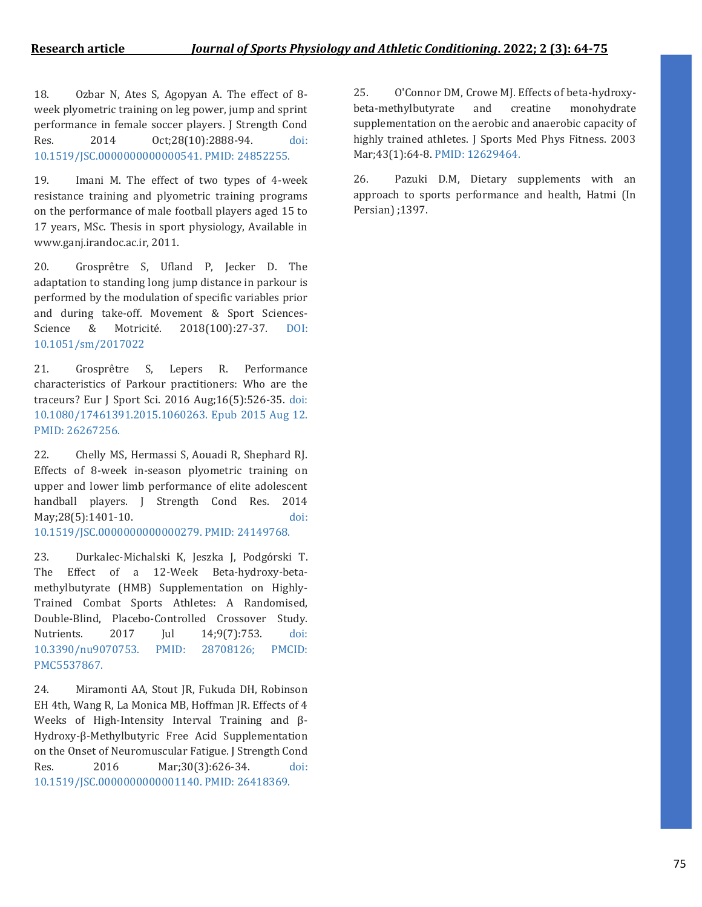18. Ozbar N, Ates S, Agopyan A. The effect of 8-week plyometric training on leg power, jump and sprint performance in female soccer players. J Strength Cond Res. 2014 Oct;28(10):2888-94. doi: 10.1519/JSC.0000000000000541. PMID: 24852255.

19. Imani M. The effect of two types of 4-week resistance training and plyometric training programs on the performance of male football players aged 15 to 17 years, MSc. Thesis in sport physiology, Available in www.ganj.irandoc.ac.ir, 2011.

20. Grosprêtre S, Ufland P, Jecker D. The adaptation to standing long jump distance in parkour is performed by the modulation of specific variables prior and during take-off. Movement & Sport Sciences-Science & Motricité. 2018(100):27-37. DOI: 10.1051/sm/2017022

21. Grosprêtre S, Lepers R. Performance characteristics of Parkour practitioners: Who are the traceurs? Eur J Sport Sci. 2016 Aug;16(5):526-35. doi: 10.1080/17461391.2015.1060263. Epub 2015 Aug 12. PMID: 26267256.

22. Chelly MS, Hermassi S, Aouadi R, Shephard RJ. Effects of 8-week in-season plyometric training on upper and lower limb performance of elite adolescent handball players. J Strength Cond Res. 2014 May;28(5):1401-10. doi: 10.1519/JSC.0000000000000279. PMID: 24149768.

23. Durkalec-Michalski K, Jeszka J, Podgórski T. The Effect of a 12-Week Beta-hydroxy-beta-methylbutyrate (HMB) Supplementation on Highly-Trained Combat Sports Athletes: A Randomised, Double-Blind, Placebo-Controlled Crossover Study. Nutrients. 2017 Jul 14;9(7):753. doi: 10.3390/nu9070753. PMID: 28708126; PMCID: PMC5537867.

24. Miramonti AA, Stout JR, Fukuda DH, Robinson EH 4th, Wang R, La Monica MB, Hoffman JR. Effects of 4 Weeks of High-Intensity Interval Training and β-Hydroxy-β-Methylbutyric Free Acid Supplementation on the Onset of Neuromuscular Fatigue. J Strength Cond Res. 2016 Mar;30(3):626-34. doi: 10.1519/JSC.0000000000001140. PMID: 26418369.

25. O'Connor DM, Crowe MJ. Effects of beta-hydroxy-beta-methylbutyrate and creatine monohydrate supplementation on the aerobic and anaerobic capacity of highly trained athletes. J Sports Med Phys Fitness. 2003 Mar;43(1):64-8. PMID: 12629464.

26. Pazuki D.M, Dietary supplements with an approach to sports performance and health, Hatmi (In Persian) ;1397.